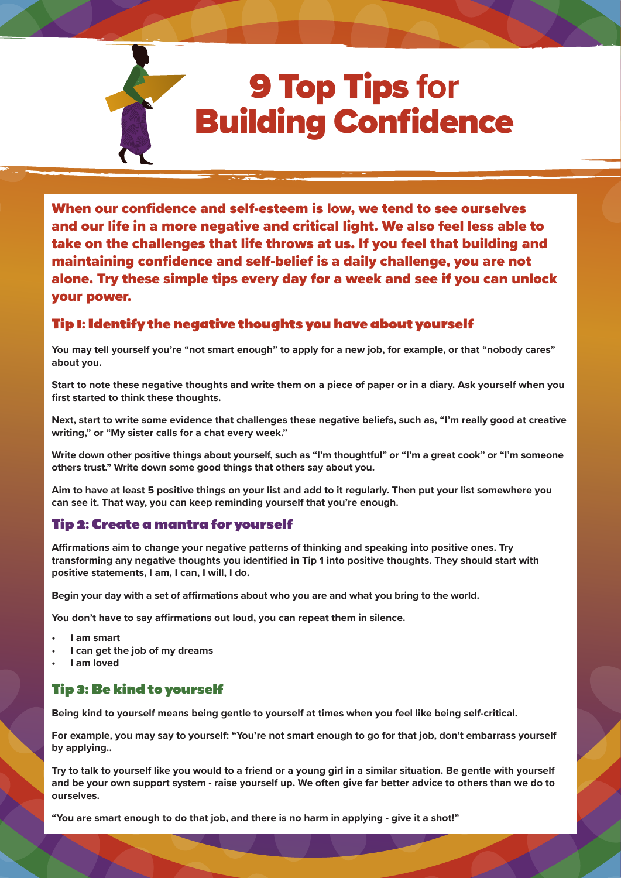# 9 Top Tips for Building Confidence

**When our confidence and self-esteem is low, we tend to see ourselves and our life in a more negative and critical light. We also feel less able to take on the challenges that life throws at us. If you feel that building and maintaining confidence and self-belief is a daily challenge, you are not alone. Try these simple tips every day for a week and see if you can unlock your power.**

## Tip 1: Identify the negative thoughts you have about yourself

You may tell yourself you're "not smart enough" to apply for a new job, for example, or that "nobody cares" about you.

Start to note these negative thoughts and write them on a piece of paper or in a diary. Ask yourself when you first started to think these thoughts.

Next, start to write some evidence that challenges these negative beliefs, such as, "I'm really good at creative writing," or "My sister calls for a chat every week."

Write down other positive things about yourself, such as "I'm thoughtful" or "I'm a great cook" or "I'm someone others trust." Write down some good things that others say about you.

Aim to have at least 5 positive things on your list and add to it regularly. Then put your list somewhere you can see it. That way, you can keep reminding yourself that you're enough.

## Tip 2: Create a mantra for yourself

Affirmations aim to change your negative patterns of thinking and speaking into positive ones. Try transforming any negative thoughts you identified in Tip 1 into positive thoughts. They should start with positive statements, I am, I can, I will, I do.

Begin your day with a set of affirmations about who you are and what you bring to the world.

You don't have to say affirmations out loud, you can repeat them in silence.

- I am smart
- I can get the job of my dreams
- I am loved

## Tip 3: Be kind to yourself

Being kind to yourself means being gentle to yourself at times when you feel like being self-critical.

For example, you may say to yourself: "You're not smart enough to go for that job, don't embarrass yourself by applying..

Try to talk to yourself like you would to a friend or a young girl in a similar situation. Be gentle with yourself and be your own support system - raise yourself up. We often give far better advice to others than we do to ourselves.

"You are smart enough to do that job, and there is no harm in applying - give it a shot!"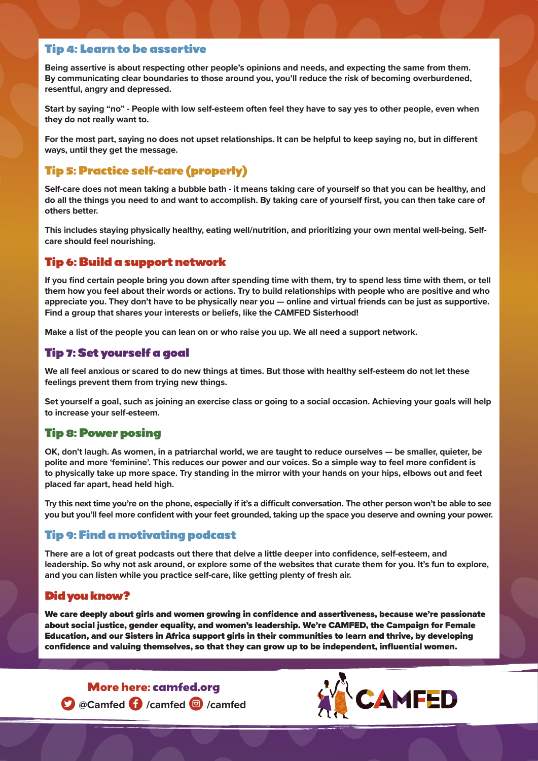## Tip 4: Learn to be assertive

**Being assertive is about respecting other people's opinions and needs, and expecting the same from them. By communicating clear boundaries to those around you, you'll reduce the risk of becoming overburdened, resentful, angry and depressed.**

**Start by saying "no" - People with low self-esteem often feel they have to say yes to other people, even when they do not really want to.**

**For the most part, saying no does not upset relationships. It can be helpful to keep saying no, but in different ways, until they get the message.**

## Tip 5: Practice self-care (properly)

**Self-care does not mean taking a bubble bath - it means taking care of yourself so that you can be healthy, and do all the things you need to and want to accomplish. By taking care of yourself first, you can then take care of others better.**

**This includes staying physically healthy, eating well/nutrition, and prioritizing your own mental well-being. Self-care should feel nourishing.**

## Tip 6: Build a support network

**If you find certain people bring you down after spending time with them, try to spend less time with them, or tell them how you feel about their words or actions. Try to build relationships with people who are positive and who appreciate you. They don't have to be physically near you — online and virtual friends can be just as supportive. Find a group that shares your interests or beliefs, like the CAMFED Sisterhood!**

**Make a list of the people you can lean on or who raise you up. We all need a support network.**

## Tip 7: Set yourself a goal

**We all feel anxious or scared to do new things at times. But those with healthy self-esteem do not let these feelings prevent them from trying new things.**

**Set yourself a goal, such as joining an exercise class or going to a social occasion. Achieving your goals will help to increase your self-esteem.**

## Tip 8: Power posing

**OK, don't laugh. As women, in a patriarchal world, we are taught to reduce ourselves — be smaller, quieter, be polite and more 'feminine'. This reduces our power and our voices. So a simple way to feel more confident is to physically take up more space. Try standing in the mirror with your hands on your hips, elbows out and feet placed far apart, head held high.**

**Try this next time you're on the phone, especially if it's a difficult conversation. The other person won't be able to see you but you'll feel more confident with your feet grounded, taking up the space you deserve and owning your power.**

## Tip 9: Find a motivating podcast

**There are a lot of great podcasts out there that delve a little deeper into confidence, self-esteem, and leadership. So why not ask around, or explore some of the websites that curate them for you. It's fun to explore, and you can listen while you practice self-care, like getting plenty of fresh air.**

## Did you know?

**We care deeply about girls and women growing in confidence and assertiveness, because we're passionate about social justice, gender equality, and women's leadership. We're CAMFED, the Campaign for Female Education, and our Sisters in Africa support girls in their communities to learn and thrive, by developing confidence and valuing themselves, so that they can grow up to be independent, influential women.**

**More here: camfed.org**

@Camfed /camfed /camfed

CAMFED